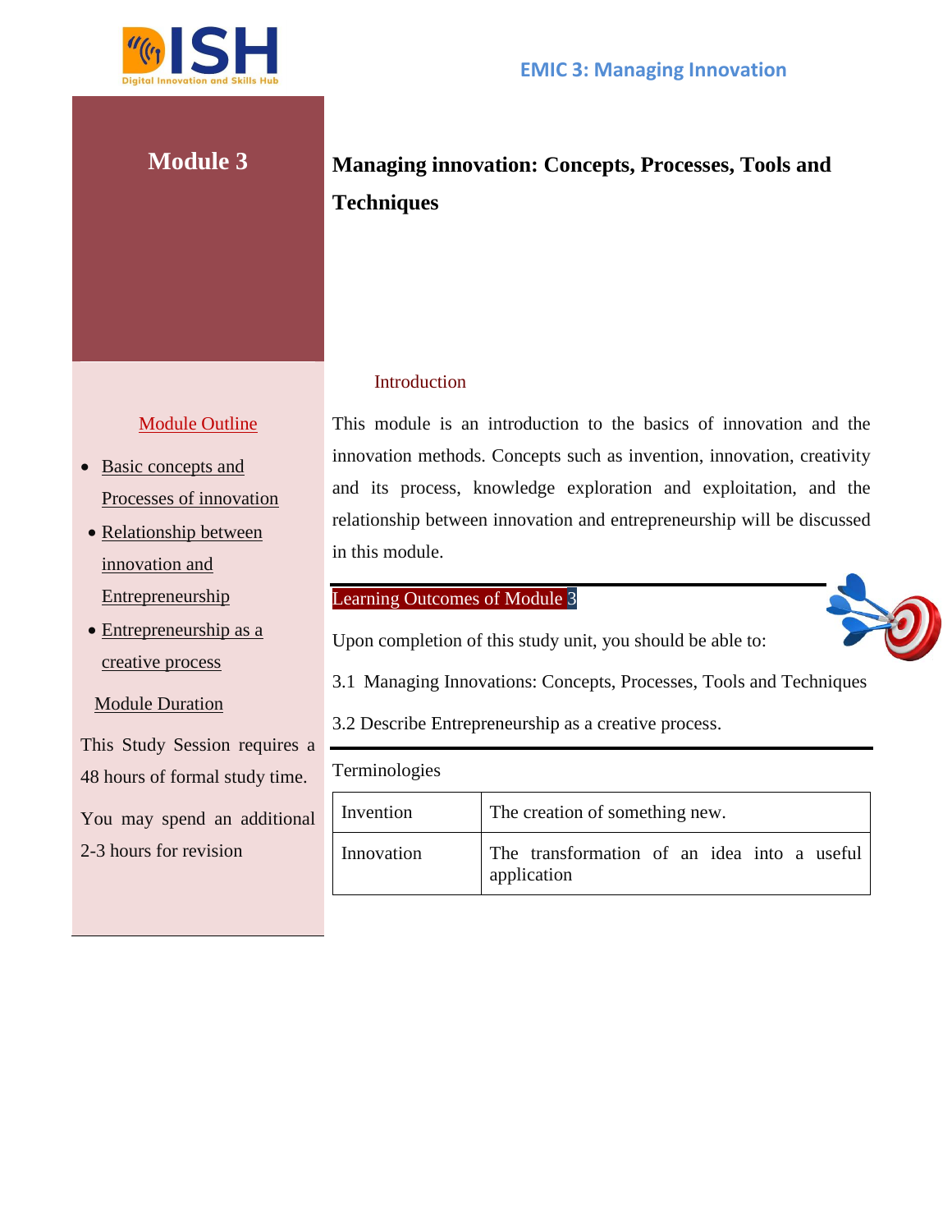# Module 3

## Managing innovation: Concepts, Processes, Tools and Techniques

### Module Outline

- Basic concepts and Processes of innovation
- Relationship between innovation and Entrepreneurship
- Entrepreneurship as a creative process

### Module Duration

This Study Session requires a 48 hours of formal study time.

You may spend an additional 2-3 hours for revision

### Introduction

This module is an introduction to the basics of innovation and the innovation methods. Concepts such as invention, innovation, creativity and its process, knowledge exploration and exploitation, and the relationship between innovation and entrepreneurship will be discussed in this module.

### Learning Outcomes of Module 3

Upon completion of this study unit, you should be able to:

3.1 Managing Innovations: Concepts, Processes, Tools and Techniques

3.2 Describe Entrepreneurship as a creative process.

### Terminologies

| | |
|---|---|
| Invention | The creation of something new. |
| Innovation | The transformation of an idea into a useful application |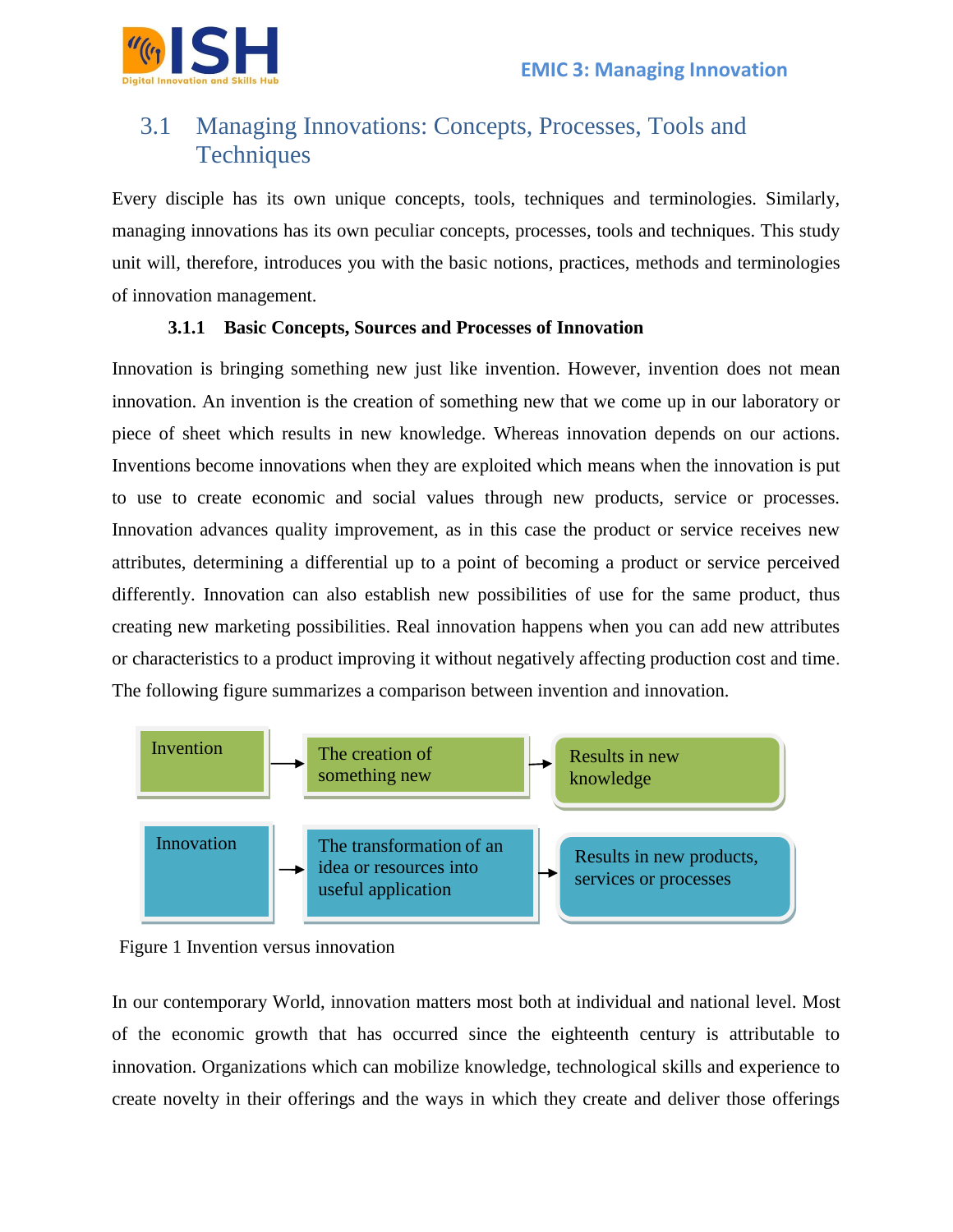## 3.1 Managing Innovations: Concepts, Processes, Tools and Techniques

Every disciple has its own unique concepts, tools, techniques and terminologies. Similarly, managing innovations has its own peculiar concepts, processes, tools and techniques. This study unit will, therefore, introduces you with the basic notions, practices, methods and terminologies of innovation management.

### 3.1.1 Basic Concepts, Sources and Processes of Innovation

Innovation is bringing something new just like invention. However, invention does not mean innovation. An invention is the creation of something new that we come up in our laboratory or piece of sheet which results in new knowledge. Whereas innovation depends on our actions. Inventions become innovations when they are exploited which means when the innovation is put to use to create economic and social values through new products, service or processes. Innovation advances quality improvement, as in this case the product or service receives new attributes, determining a differential up to a point of becoming a product or service perceived differently. Innovation can also establish new possibilities of use for the same product, thus creating new marketing possibilities. Real innovation happens when you can add new attributes or characteristics to a product improving it without negatively affecting production cost and time. The following figure summarizes a comparison between invention and innovation.

Invention → The creation of something new → Results in new knowledge

Innovation → The transformation of an idea or resources into useful application → Results in new products, services or processes

Figure 1 Invention versus innovation

In our contemporary World, innovation matters most both at individual and national level. Most of the economic growth that has occurred since the eighteenth century is attributable to innovation. Organizations which can mobilize knowledge, technological skills and experience to create novelty in their offerings and the ways in which they create and deliver those offerings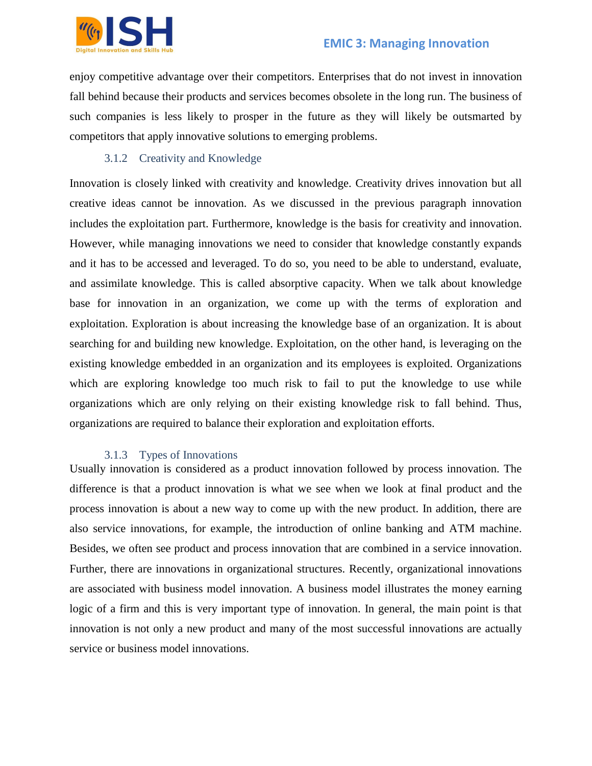enjoy competitive advantage over their competitors. Enterprises that do not invest in innovation fall behind because their products and services becomes obsolete in the long run. The business of such companies is less likely to prosper in the future as they will likely be outsmarted by competitors that apply innovative solutions to emerging problems.

### 3.1.2 Creativity and Knowledge

Innovation is closely linked with creativity and knowledge. Creativity drives innovation but all creative ideas cannot be innovation. As we discussed in the previous paragraph innovation includes the exploitation part. Furthermore, knowledge is the basis for creativity and innovation. However, while managing innovations we need to consider that knowledge constantly expands and it has to be accessed and leveraged. To do so, you need to be able to understand, evaluate, and assimilate knowledge. This is called absorptive capacity. When we talk about knowledge base for innovation in an organization, we come up with the terms of exploration and exploitation. Exploration is about increasing the knowledge base of an organization. It is about searching for and building new knowledge. Exploitation, on the other hand, is leveraging on the existing knowledge embedded in an organization and its employees is exploited. Organizations which are exploring knowledge too much risk to fail to put the knowledge to use while organizations which are only relying on their existing knowledge risk to fall behind. Thus, organizations are required to balance their exploration and exploitation efforts.

### 3.1.3 Types of Innovations

Usually innovation is considered as a product innovation followed by process innovation. The difference is that a product innovation is what we see when we look at final product and the process innovation is about a new way to come up with the new product. In addition, there are also service innovations, for example, the introduction of online banking and ATM machine. Besides, we often see product and process innovation that are combined in a service innovation. Further, there are innovations in organizational structures. Recently, organizational innovations are associated with business model innovation. A business model illustrates the money earning logic of a firm and this is very important type of innovation. In general, the main point is that innovation is not only a new product and many of the most successful innovations are actually service or business model innovations.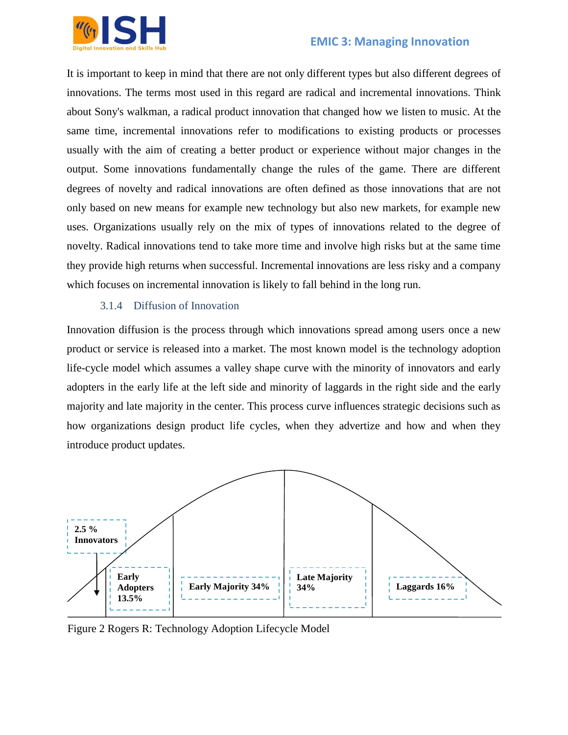It is important to keep in mind that there are not only different types but also different degrees of innovations. The terms most used in this regard are radical and incremental innovations. Think about Sony's walkman, a radical product innovation that changed how we listen to music. At the same time, incremental innovations refer to modifications to existing products or processes usually with the aim of creating a better product or experience without major changes in the output. Some innovations fundamentally change the rules of the game. There are different degrees of novelty and radical innovations are often defined as those innovations that are not only based on new means for example new technology but also new markets, for example new uses. Organizations usually rely on the mix of types of innovations related to the degree of novelty. Radical innovations tend to take more time and involve high risks but at the same time they provide high returns when successful. Incremental innovations are less risky and a company which focuses on incremental innovation is likely to fall behind in the long run.

### 3.1.4 Diffusion of Innovation

Innovation diffusion is the process through which innovations spread among users once a new product or service is released into a market. The most known model is the technology adoption life-cycle model which assumes a valley shape curve with the minority of innovators and early adopters in the early life at the left side and minority of laggards in the right side and the early majority and late majority in the center. This process curve influences strategic decisions such as how organizations design product life cycles, when they advertize and how and when they introduce product updates.

**2.5 % Innovators** | **Early Adopters 13.5%** | **Early Majority 34%** | **Late Majority 34%** | **Laggards 16%**

Figure 2 Rogers R: Technology Adoption Lifecycle Model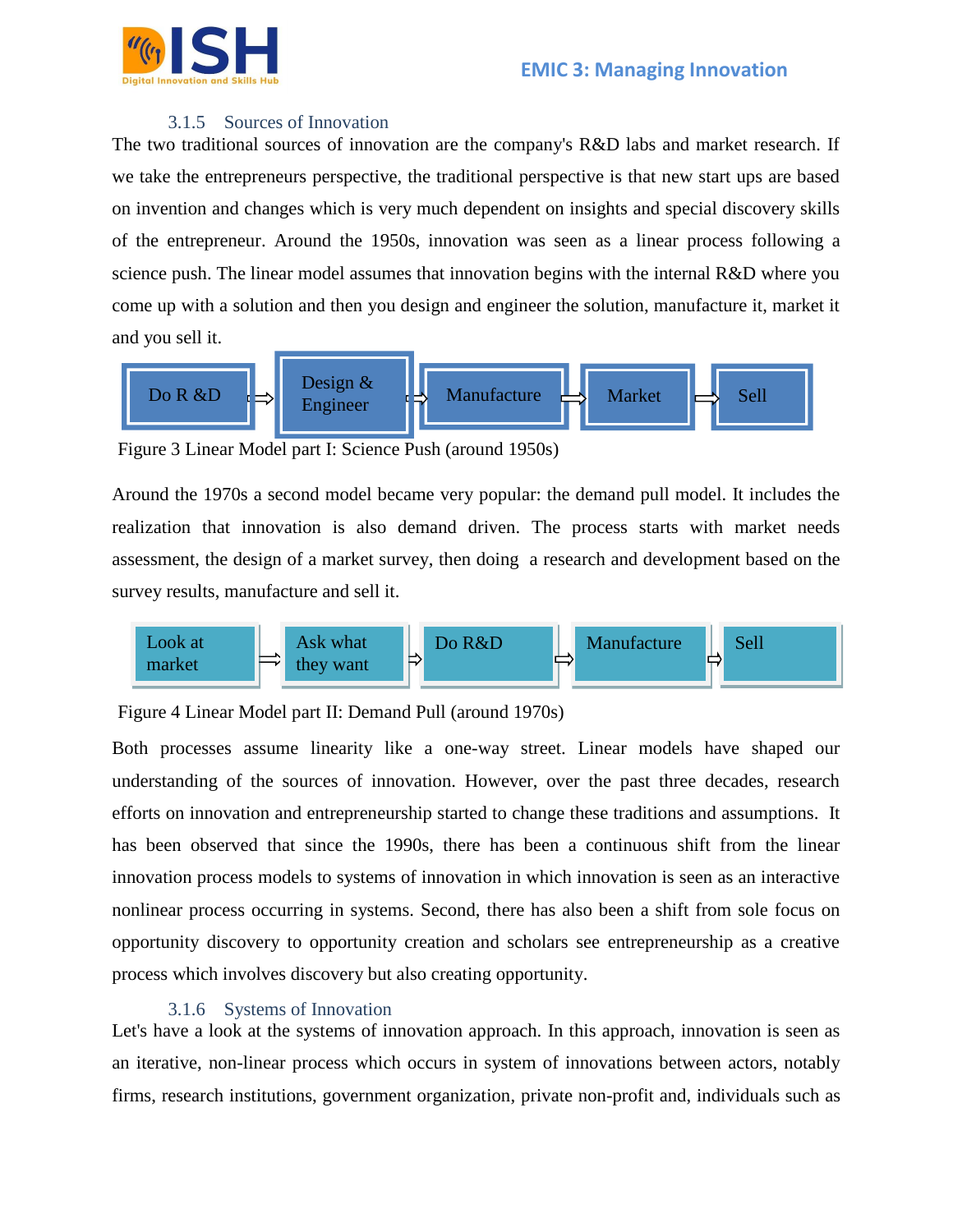### 3.1.5 Sources of Innovation

The two traditional sources of innovation are the company's R&D labs and market research. If we take the entrepreneurs perspective, the traditional perspective is that new start ups are based on invention and changes which is very much dependent on insights and special discovery skills of the entrepreneur. Around the 1950s, innovation was seen as a linear process following a science push. The linear model assumes that innovation begins with the internal R&D where you come up with a solution and then you design and engineer the solution, manufacture it, market it and you sell it.

Do R &D ⇨ Design & Engineer ⇨ Manufacture ⇨ Market ⇨ Sell

Figure 3 Linear Model part I: Science Push (around 1950s)

Around the 1970s a second model became very popular: the demand pull model. It includes the realization that innovation is also demand driven. The process starts with market needs assessment, the design of a market survey, then doing a research and development based on the survey results, manufacture and sell it.

Look at market ⇨ Ask what they want ⇨ Do R&D ⇨ Manufacture ⇨ Sell

Figure 4 Linear Model part II: Demand Pull (around 1970s)

Both processes assume linearity like a one-way street. Linear models have shaped our understanding of the sources of innovation. However, over the past three decades, research efforts on innovation and entrepreneurship started to change these traditions and assumptions. It has been observed that since the 1990s, there has been a continuous shift from the linear innovation process models to systems of innovation in which innovation is seen as an interactive nonlinear process occurring in systems. Second, there has also been a shift from sole focus on opportunity discovery to opportunity creation and scholars see entrepreneurship as a creative process which involves discovery but also creating opportunity.

### 3.1.6 Systems of Innovation

Let's have a look at the systems of innovation approach. In this approach, innovation is seen as an iterative, non-linear process which occurs in system of innovations between actors, notably firms, research institutions, government organization, private non-profit and, individuals such as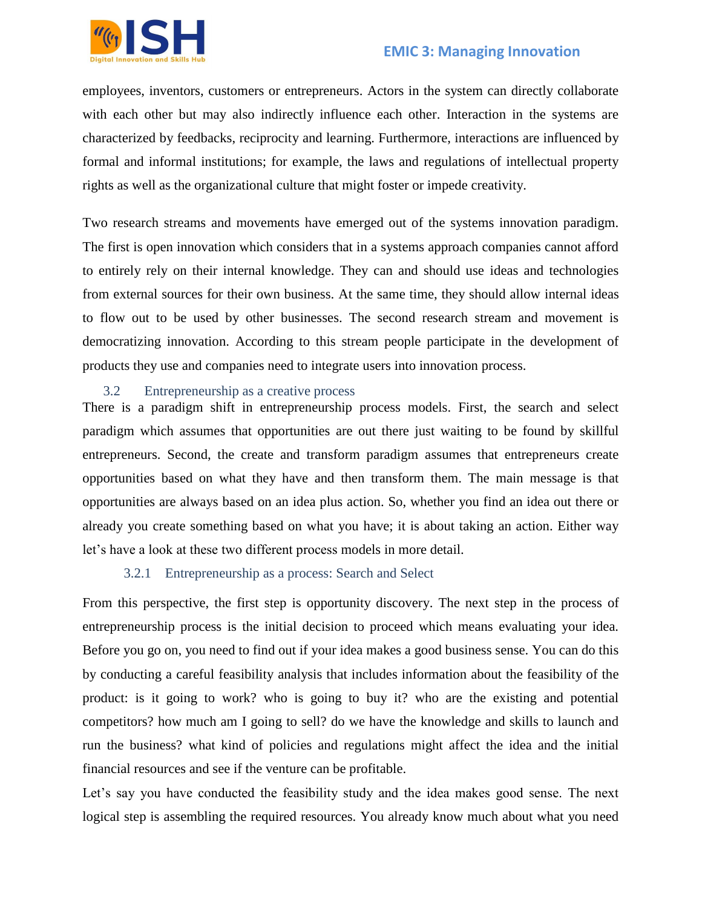employees, inventors, customers or entrepreneurs. Actors in the system can directly collaborate with each other but may also indirectly influence each other. Interaction in the systems are characterized by feedbacks, reciprocity and learning. Furthermore, interactions are influenced by formal and informal institutions; for example, the laws and regulations of intellectual property rights as well as the organizational culture that might foster or impede creativity.

Two research streams and movements have emerged out of the systems innovation paradigm. The first is open innovation which considers that in a systems approach companies cannot afford to entirely rely on their internal knowledge. They can and should use ideas and technologies from external sources for their own business. At the same time, they should allow internal ideas to flow out to be used by other businesses. The second research stream and movement is democratizing innovation. According to this stream people participate in the development of products they use and companies need to integrate users into innovation process.

## 3.2 Entrepreneurship as a creative process

There is a paradigm shift in entrepreneurship process models. First, the search and select paradigm which assumes that opportunities are out there just waiting to be found by skillful entrepreneurs. Second, the create and transform paradigm assumes that entrepreneurs create opportunities based on what they have and then transform them. The main message is that opportunities are always based on an idea plus action. So, whether you find an idea out there or already you create something based on what you have; it is about taking an action. Either way let's have a look at these two different process models in more detail.

### 3.2.1 Entrepreneurship as a process: Search and Select

From this perspective, the first step is opportunity discovery. The next step in the process of entrepreneurship process is the initial decision to proceed which means evaluating your idea. Before you go on, you need to find out if your idea makes a good business sense. You can do this by conducting a careful feasibility analysis that includes information about the feasibility of the product: is it going to work? who is going to buy it? who are the existing and potential competitors? how much am I going to sell? do we have the knowledge and skills to launch and run the business? what kind of policies and regulations might affect the idea and the initial financial resources and see if the venture can be profitable.

Let's say you have conducted the feasibility study and the idea makes good sense. The next logical step is assembling the required resources. You already know much about what you need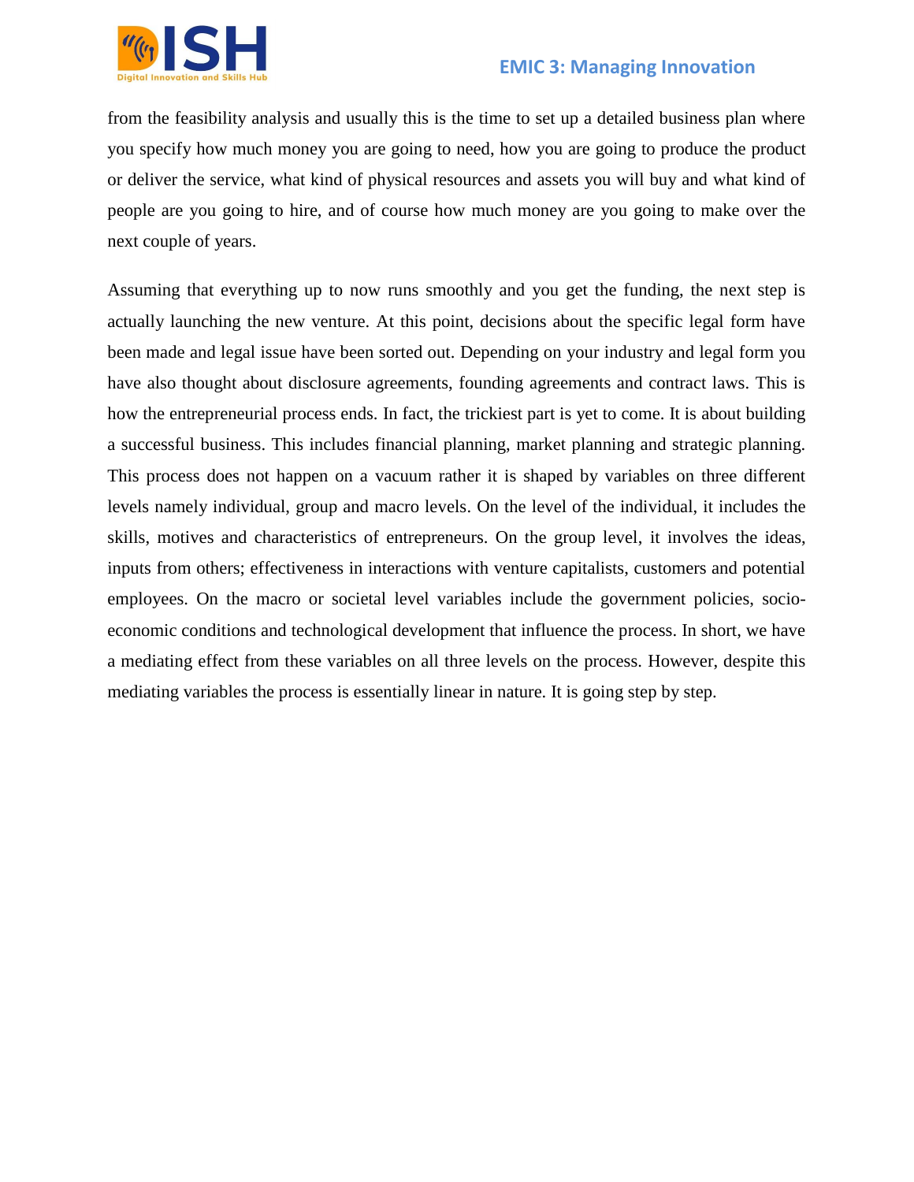from the feasibility analysis and usually this is the time to set up a detailed business plan where you specify how much money you are going to need, how you are going to produce the product or deliver the service, what kind of physical resources and assets you will buy and what kind of people are you going to hire, and of course how much money are you going to make over the next couple of years.

Assuming that everything up to now runs smoothly and you get the funding, the next step is actually launching the new venture. At this point, decisions about the specific legal form have been made and legal issue have been sorted out. Depending on your industry and legal form you have also thought about disclosure agreements, founding agreements and contract laws. This is how the entrepreneurial process ends. In fact, the trickiest part is yet to come. It is about building a successful business. This includes financial planning, market planning and strategic planning. This process does not happen on a vacuum rather it is shaped by variables on three different levels namely individual, group and macro levels. On the level of the individual, it includes the skills, motives and characteristics of entrepreneurs. On the group level, it involves the ideas, inputs from others; effectiveness in interactions with venture capitalists, customers and potential employees. On the macro or societal level variables include the government policies, socio-economic conditions and technological development that influence the process. In short, we have a mediating effect from these variables on all three levels on the process. However, despite this mediating variables the process is essentially linear in nature. It is going step by step.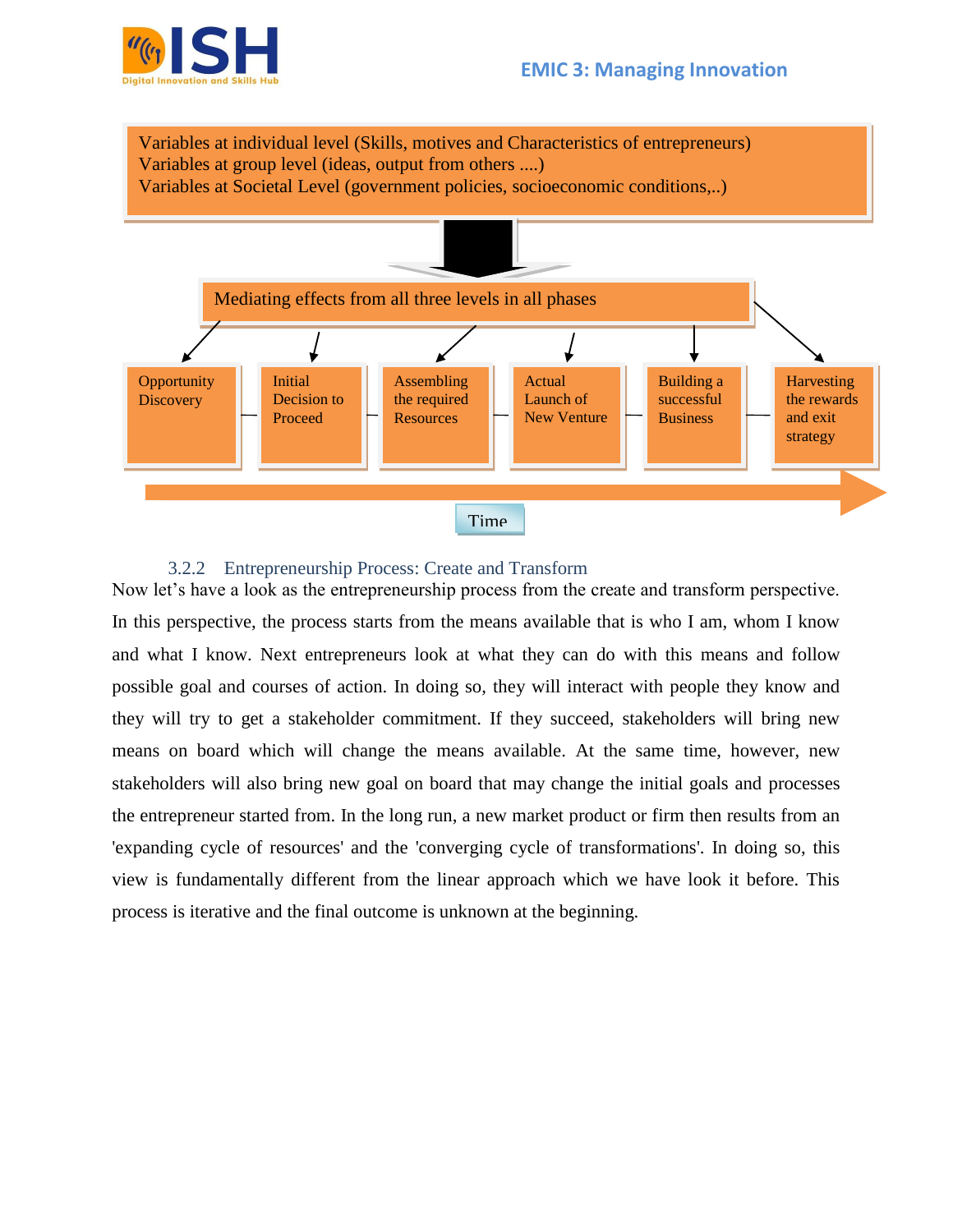Variables at individual level (Skills, motives and Characteristics of entrepreneurs)
Variables at group level (ideas, output from others ....)
Variables at Societal Level (government policies, socioeconomic conditions,..)

Mediating effects from all three levels in all phases

Opportunity Discovery — Initial Decision to Proceed — Assembling the required Resources — Actual Launch of New Venture — Building a successful Business — Harvesting the rewards and exit strategy

Time

### 3.2.2 Entrepreneurship Process: Create and Transform

Now let's have a look as the entrepreneurship process from the create and transform perspective. In this perspective, the process starts from the means available that is who I am, whom I know and what I know. Next entrepreneurs look at what they can do with this means and follow possible goal and courses of action. In doing so, they will interact with people they know and they will try to get a stakeholder commitment. If they succeed, stakeholders will bring new means on board which will change the means available. At the same time, however, new stakeholders will also bring new goal on board that may change the initial goals and processes the entrepreneur started from. In the long run, a new market product or firm then results from an 'expanding cycle of resources' and the 'converging cycle of transformations'. In doing so, this view is fundamentally different from the linear approach which we have look it before. This process is iterative and the final outcome is unknown at the beginning.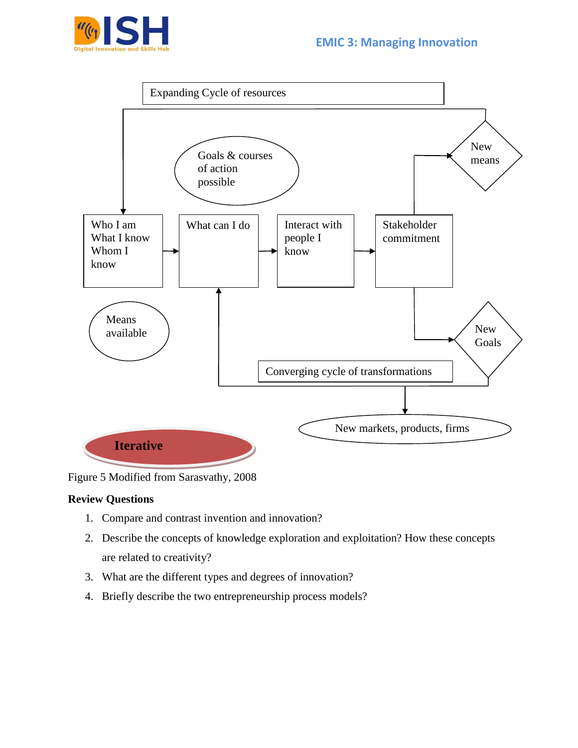Expanding Cycle of resources

Goals & courses of action possible

New means

Who I am
What I know
Whom I know

What can I do

Interact with people I know

Stakeholder commitment

Means available

New Goals

Converging cycle of transformations

New markets, products, firms

Iterative

Figure 5 Modified from Sarasvathy, 2008

**Review Questions**

1. Compare and contrast invention and innovation?
2. Describe the concepts of knowledge exploration and exploitation? How these concepts are related to creativity?
3. What are the different types and degrees of innovation?
4. Briefly describe the two entrepreneurship process models?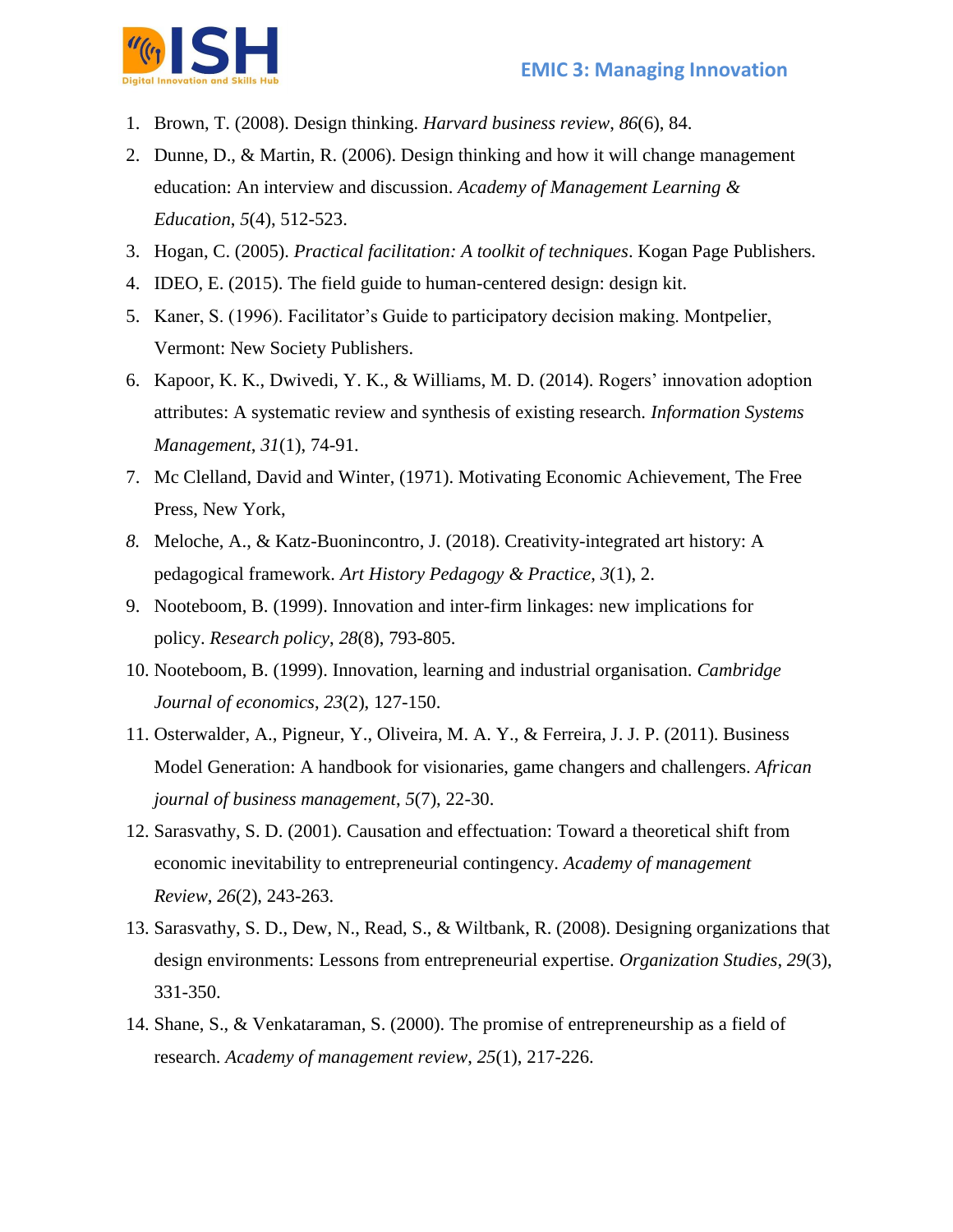1. Brown, T. (2008). Design thinking. *Harvard business review*, *86*(6), 84.
2. Dunne, D., & Martin, R. (2006). Design thinking and how it will change management education: An interview and discussion. *Academy of Management Learning & Education*, *5*(4), 512-523.
3. Hogan, C. (2005). *Practical facilitation: A toolkit of techniques*. Kogan Page Publishers.
4. IDEO, E. (2015). The field guide to human-centered design: design kit.
5. Kaner, S. (1996). Facilitator's Guide to participatory decision making. Montpelier, Vermont: New Society Publishers.
6. Kapoor, K. K., Dwivedi, Y. K., & Williams, M. D. (2014). Rogers' innovation adoption attributes: A systematic review and synthesis of existing research. *Information Systems Management*, *31*(1), 74-91.
7. Mc Clelland, David and Winter, (1971). Motivating Economic Achievement, The Free Press, New York,
8. Meloche, A., & Katz-Buonincontro, J. (2018). Creativity-integrated art history: A pedagogical framework. *Art History Pedagogy & Practice*, *3*(1), 2.
9. Nooteboom, B. (1999). Innovation and inter-firm linkages: new implications for policy. *Research policy*, *28*(8), 793-805.
10. Nooteboom, B. (1999). Innovation, learning and industrial organisation. *Cambridge Journal of economics*, *23*(2), 127-150.
11. Osterwalder, A., Pigneur, Y., Oliveira, M. A. Y., & Ferreira, J. J. P. (2011). Business Model Generation: A handbook for visionaries, game changers and challengers. *African journal of business management*, *5*(7), 22-30.
12. Sarasvathy, S. D. (2001). Causation and effectuation: Toward a theoretical shift from economic inevitability to entrepreneurial contingency. *Academy of management Review*, *26*(2), 243-263.
13. Sarasvathy, S. D., Dew, N., Read, S., & Wiltbank, R. (2008). Designing organizations that design environments: Lessons from entrepreneurial expertise. *Organization Studies*, *29*(3), 331-350.
14. Shane, S., & Venkataraman, S. (2000). The promise of entrepreneurship as a field of research. *Academy of management review*, *25*(1), 217-226.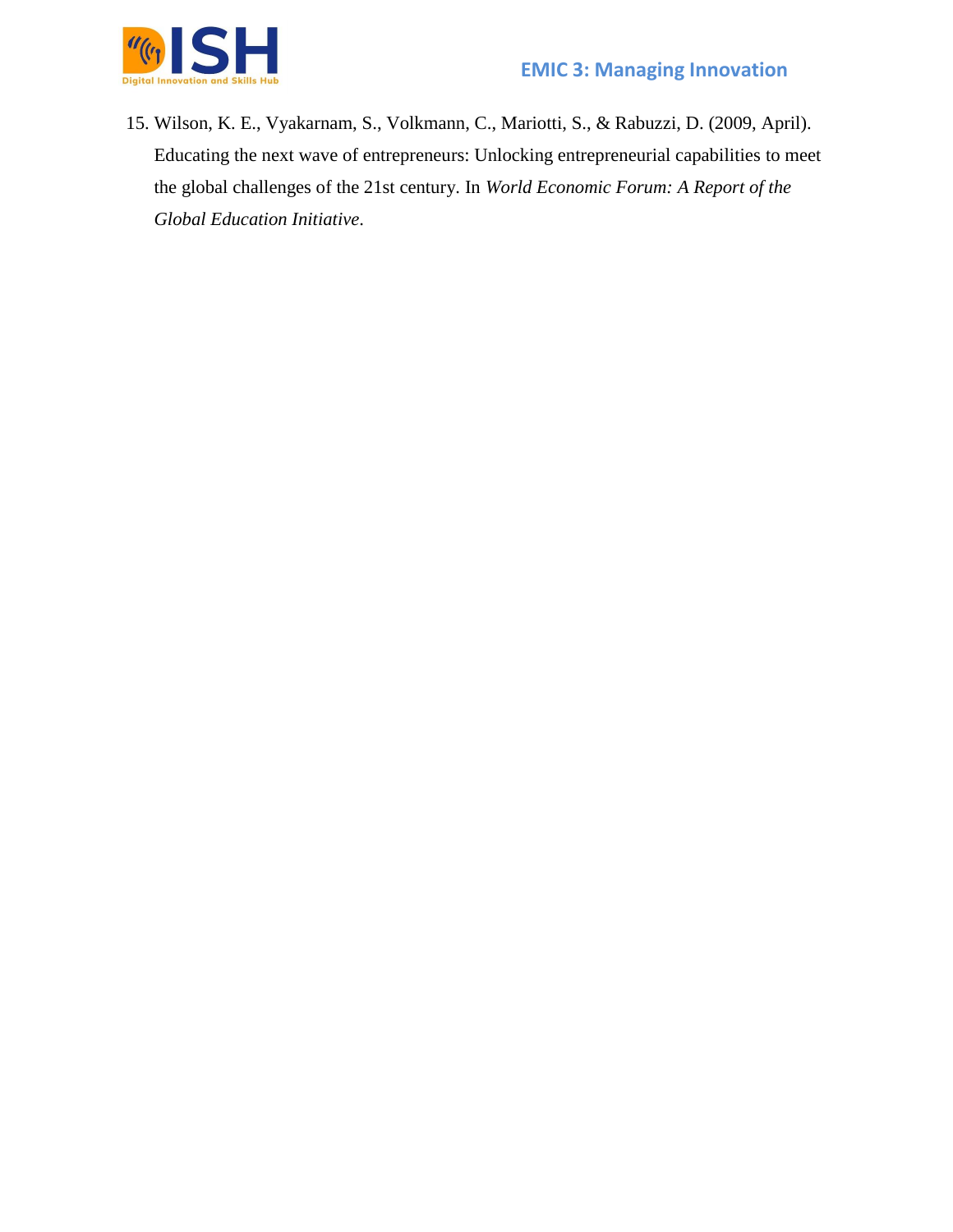15. Wilson, K. E., Vyakarnam, S., Volkmann, C., Mariotti, S., & Rabuzzi, D. (2009, April). Educating the next wave of entrepreneurs: Unlocking entrepreneurial capabilities to meet the global challenges of the 21st century. In *World Economic Forum: A Report of the Global Education Initiative*.